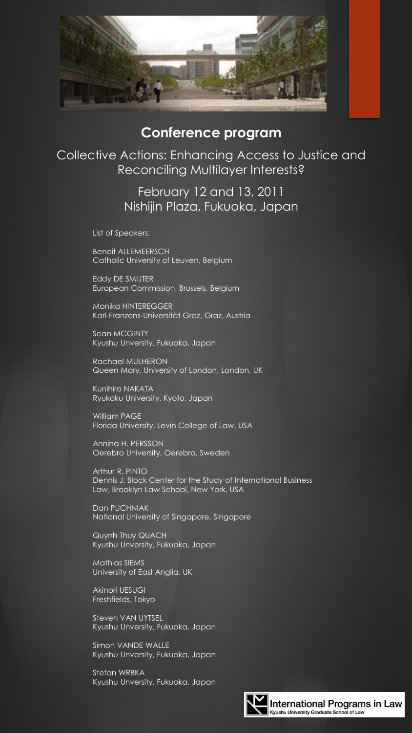## Conference program

Collective Actions: Enhancing Access to Justice and Reconciling Multilayer Interests?

February 12 and 13, 2011
Nishijin Plaza, Fukuoka, Japan

List of Speakers:

Benoit ALLEMEERSCH
Catholic University of Leuven, Belgium

Eddy DE SMIJTER
European Commission, Brussels, Belgium

Monika HINTEREGGER
Karl-Franzens-Universität Graz, Graz, Austria

Sean MCGINTY
Kyushu Unversity, Fukuoka, Japan

Rachael MULHERON
Queen Mary, University of London, London, UK

Kunihiro NAKATA
Ryukoku University, Kyoto, Japan

William PAGE
Florida University, Levin College of Law, USA

Annina H. PERSSON
Oerebro University, Oerebro, Sweden

Arthur R. PINTO
Dennis J. Block Center for the Study of International Business Law, Brooklyn Law School, New York, USA

Dan PUCHNIAK
National University of Singapore, Singapore

Quynh Thuy QUACH
Kyushu Unversity, Fukuoka, Japan

Mathias SIEMS
University of East Anglia, UK

Akinori UESUGI
Freshfields, Tokyo

Steven VAN UYTSEL
Kyushu Unversity, Fukuoka, Japan

Simon VANDE WALLE
Kyushu Unversity, Fukuoka, Japan

Stefan WRBKA
Kyushu Unversity, Fukuoka, Japan

International Programs in Law
Kyushu University Graduate School of Law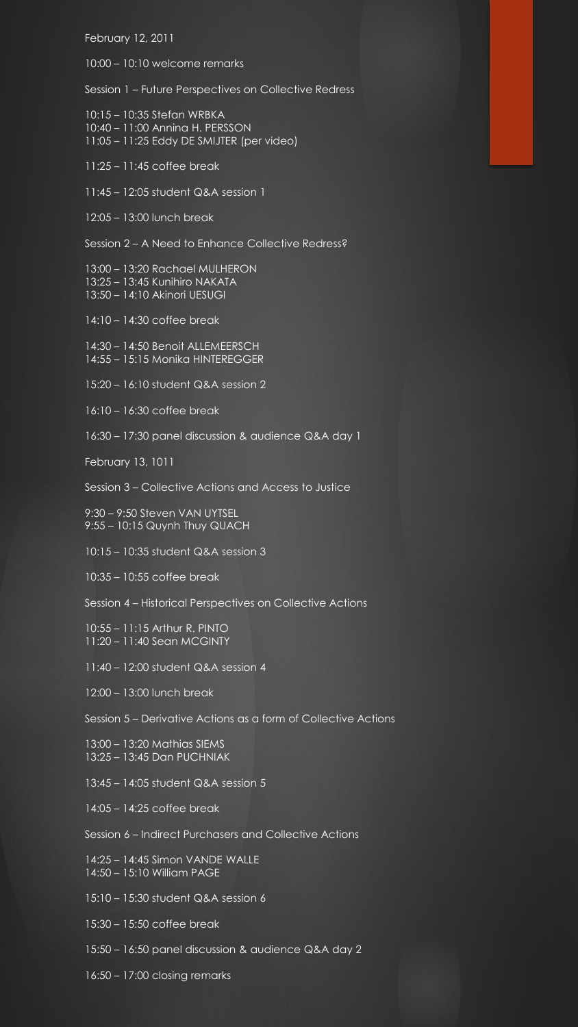February 12, 2011

10:00 – 10:10 welcome remarks

Session 1 – Future Perspectives on Collective Redress

10:15 – 10:35 Stefan WRBKA
10:40 – 11:00 Annina H. PERSSON
11:05 – 11:25 Eddy DE SMIJTER (per video)

11:25 – 11:45 coffee break

11:45 – 12:05 student Q&A session 1

12:05 – 13:00 lunch break

Session 2 – A Need to Enhance Collective Redress?

13:00 – 13:20 Rachael MULHERON
13:25 – 13:45 Kunihiro NAKATA
13:50 – 14:10 Akinori UESUGI

14:10 – 14:30 coffee break

14:30 – 14:50 Benoit ALLEMEERSCH
14:55 – 15:15 Monika HINTEREGGER

15:20 – 16:10 student Q&A session 2

16:10 – 16:30 coffee break

16:30 – 17:30 panel discussion & audience Q&A day 1

February 13, 1011

Session 3 – Collective Actions and Access to Justice

9:30 – 9:50 Steven VAN UYTSEL
9:55 – 10:15 Quynh Thuy QUACH

10:15 – 10:35 student Q&A session 3

10:35 – 10:55 coffee break

Session 4 – Historical Perspectives on Collective Actions

10:55 – 11:15 Arthur R. PINTO
11:20 – 11:40 Sean MCGINTY

11:40 – 12:00 student Q&A session 4

12:00 – 13:00 lunch break

Session 5 – Derivative Actions as a form of Collective Actions

13:00 – 13:20 Mathias SIEMS
13:25 – 13:45 Dan PUCHNIAK

13:45 – 14:05 student Q&A session 5

14:05 – 14:25 coffee break

Session 6 – Indirect Purchasers and Collective Actions

14:25 – 14:45 Simon VANDE WALLE
14:50 – 15:10 William PAGE

15:10 – 15:30 student Q&A session 6

15:30 – 15:50 coffee break

15:50 – 16:50 panel discussion & audience Q&A day 2

16:50 – 17:00 closing remarks